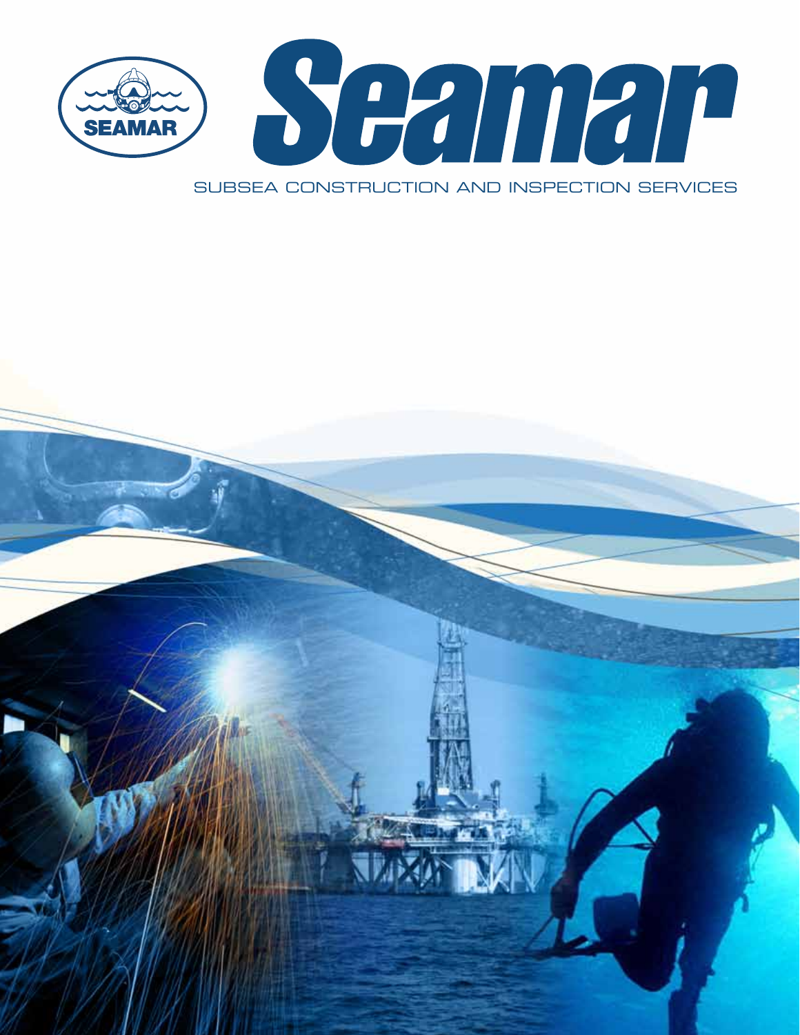# Seamar

SUBSEA CONSTRUCTION AND INSPECTION SERVICES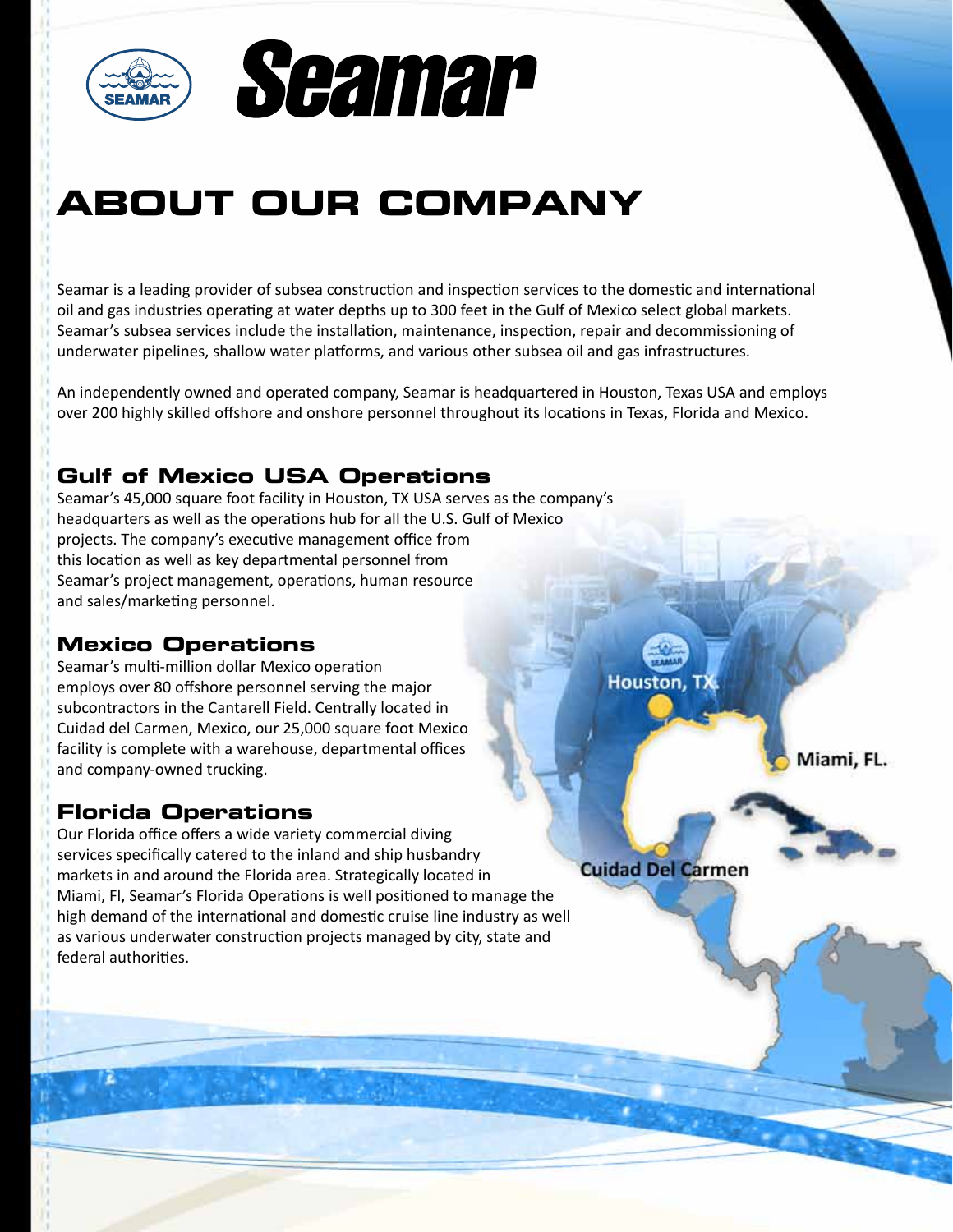# Seamar

## ABOUT OUR COMPANY

Seamar is a leading provider of subsea construction and inspection services to the domestic and international oil and gas industries operating at water depths up to 300 feet in the Gulf of Mexico select global markets. Seamar's subsea services include the installation, maintenance, inspection, repair and decommissioning of underwater pipelines, shallow water platforms, and various other subsea oil and gas infrastructures.

An independently owned and operated company, Seamar is headquartered in Houston, Texas USA and employs over 200 highly skilled offshore and onshore personnel throughout its locations in Texas, Florida and Mexico.

### Gulf of Mexico USA Operations

Seamar's 45,000 square foot facility in Houston, TX USA serves as the company's headquarters as well as the operations hub for all the U.S. Gulf of Mexico projects. The company's executive management office from this location as well as key departmental personnel from Seamar's project management, operations, human resource and sales/marketing personnel.

### Mexico Operations

Seamar's multi-million dollar Mexico operation employs over 80 offshore personnel serving the major subcontractors in the Cantarell Field. Centrally located in Cuidad del Carmen, Mexico, our 25,000 square foot Mexico facility is complete with a warehouse, departmental offices and company-owned trucking.

### Florida Operations

Our Florida office offers a wide variety commercial diving services specifically catered to the inland and ship husbandry markets in and around the Florida area. Strategically located in Miami, Fl, Seamar's Florida Operations is well positioned to manage the high demand of the international and domestic cruise line industry as well as various underwater construction projects managed by city, state and federal authorities.

Houston, TX

Miami, FL.

Cuidad Del Carmen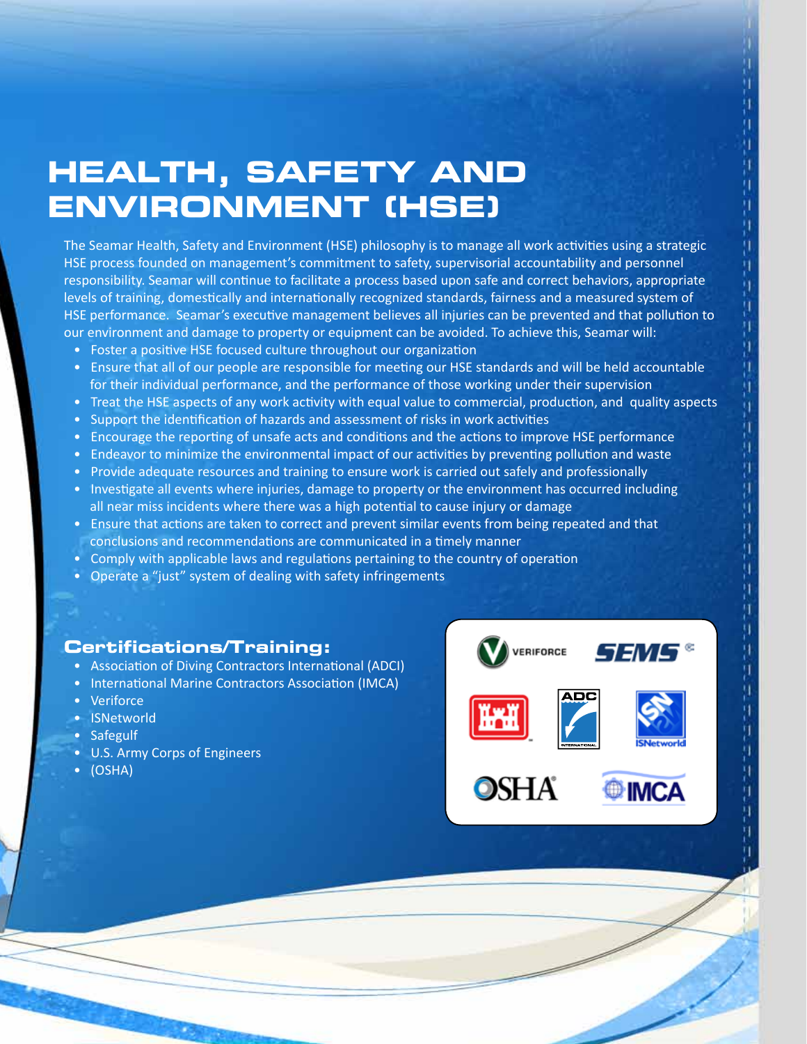# HEALTH, SAFETY AND ENVIRONMENT (HSE)

The Seamar Health, Safety and Environment (HSE) philosophy is to manage all work activities using a strategic HSE process founded on management's commitment to safety, supervisorial accountability and personnel responsibility. Seamar will continue to facilitate a process based upon safe and correct behaviors, appropriate levels of training, domestically and internationally recognized standards, fairness and a measured system of HSE performance. Seamar's executive management believes all injuries can be prevented and that pollution to our environment and damage to property or equipment can be avoided. To achieve this, Seamar will:

- Foster a positive HSE focused culture throughout our organization
- Ensure that all of our people are responsible for meeting our HSE standards and will be held accountable for their individual performance, and the performance of those working under their supervision
- Treat the HSE aspects of any work activity with equal value to commercial, production, and quality aspects
- Support the identification of hazards and assessment of risks in work activities
- Encourage the reporting of unsafe acts and conditions and the actions to improve HSE performance
- Endeavor to minimize the environmental impact of our activities by preventing pollution and waste
- Provide adequate resources and training to ensure work is carried out safely and professionally
- Investigate all events where injuries, damage to property or the environment has occurred including all near miss incidents where there was a high potential to cause injury or damage
- Ensure that actions are taken to correct and prevent similar events from being repeated and that conclusions and recommendations are communicated in a timely manner
- Comply with applicable laws and regulations pertaining to the country of operation
- Operate a "just" system of dealing with safety infringements

## Certifications/Training:

- Association of Diving Contractors International (ADCI)
- International Marine Contractors Association (IMCA)
- Veriforce
- ISNetworld
- Safegulf
- U.S. Army Corps of Engineers
- (OSHA)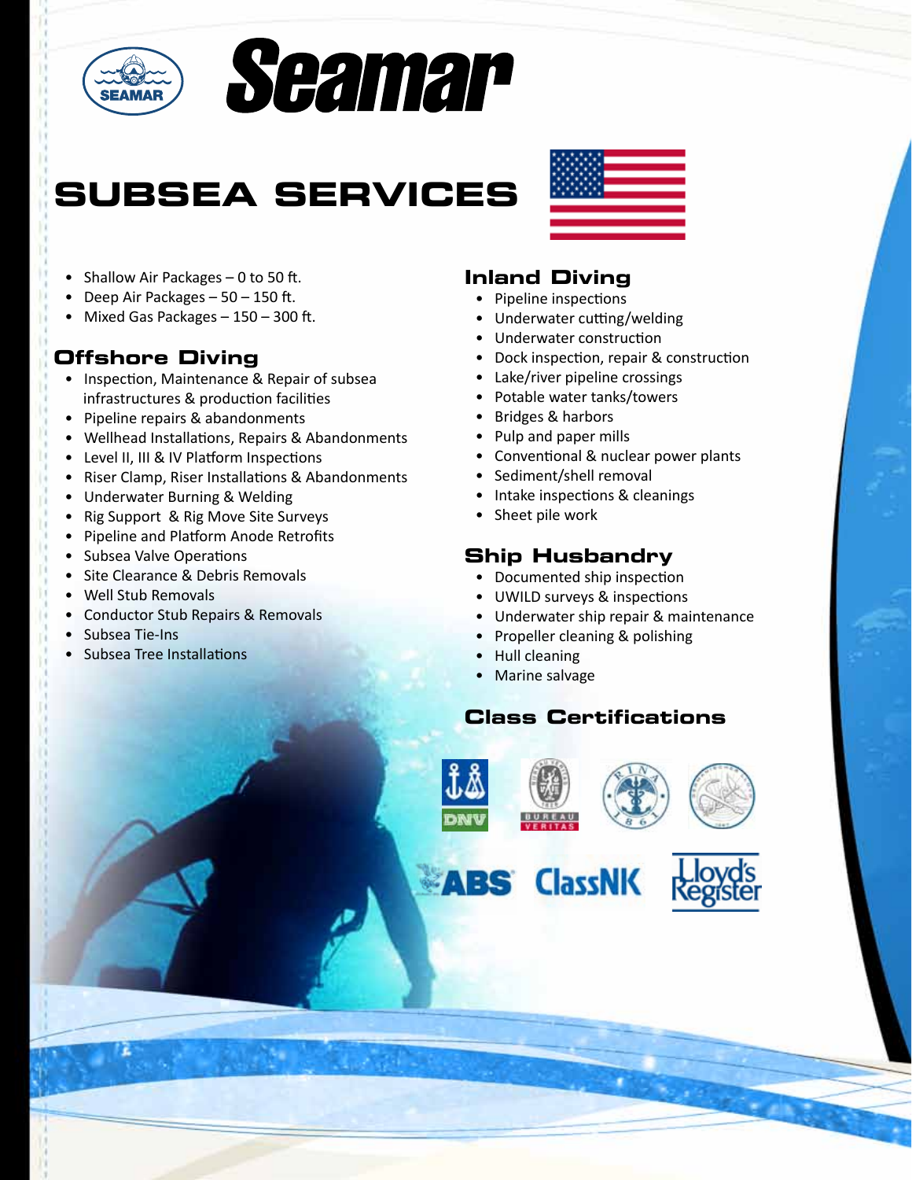# Seamar

## SUBSEA SERVICES

- Shallow Air Packages – 0 to 50 ft.
- Deep Air Packages – 50 – 150 ft.
- Mixed Gas Packages – 150 – 300 ft.

### Offshore Diving

- Inspection, Maintenance & Repair of subsea infrastructures & production facilities
- Pipeline repairs & abandonments
- Wellhead Installations, Repairs & Abandonments
- Level II, III & IV Platform Inspections
- Riser Clamp, Riser Installations & Abandonments
- Underwater Burning & Welding
- Rig Support & Rig Move Site Surveys
- Pipeline and Platform Anode Retrofits
- Subsea Valve Operations
- Site Clearance & Debris Removals
- Well Stub Removals
- Conductor Stub Repairs & Removals
- Subsea Tie-Ins
- Subsea Tree Installations

### Inland Diving

- Pipeline inspections
- Underwater cutting/welding
- Underwater construction
- Dock inspection, repair & construction
- Lake/river pipeline crossings
- Potable water tanks/towers
- Bridges & harbors
- Pulp and paper mills
- Conventional & nuclear power plants
- Sediment/shell removal
- Intake inspections & cleanings
- Sheet pile work

### Ship Husbandry

- Documented ship inspection
- UWILD surveys & inspections
- Underwater ship repair & maintenance
- Propeller cleaning & polishing
- Hull cleaning
- Marine salvage

### Class Certifications

DNV

BUREAU VERITAS

ABS

ClassNK

Lloyd's Register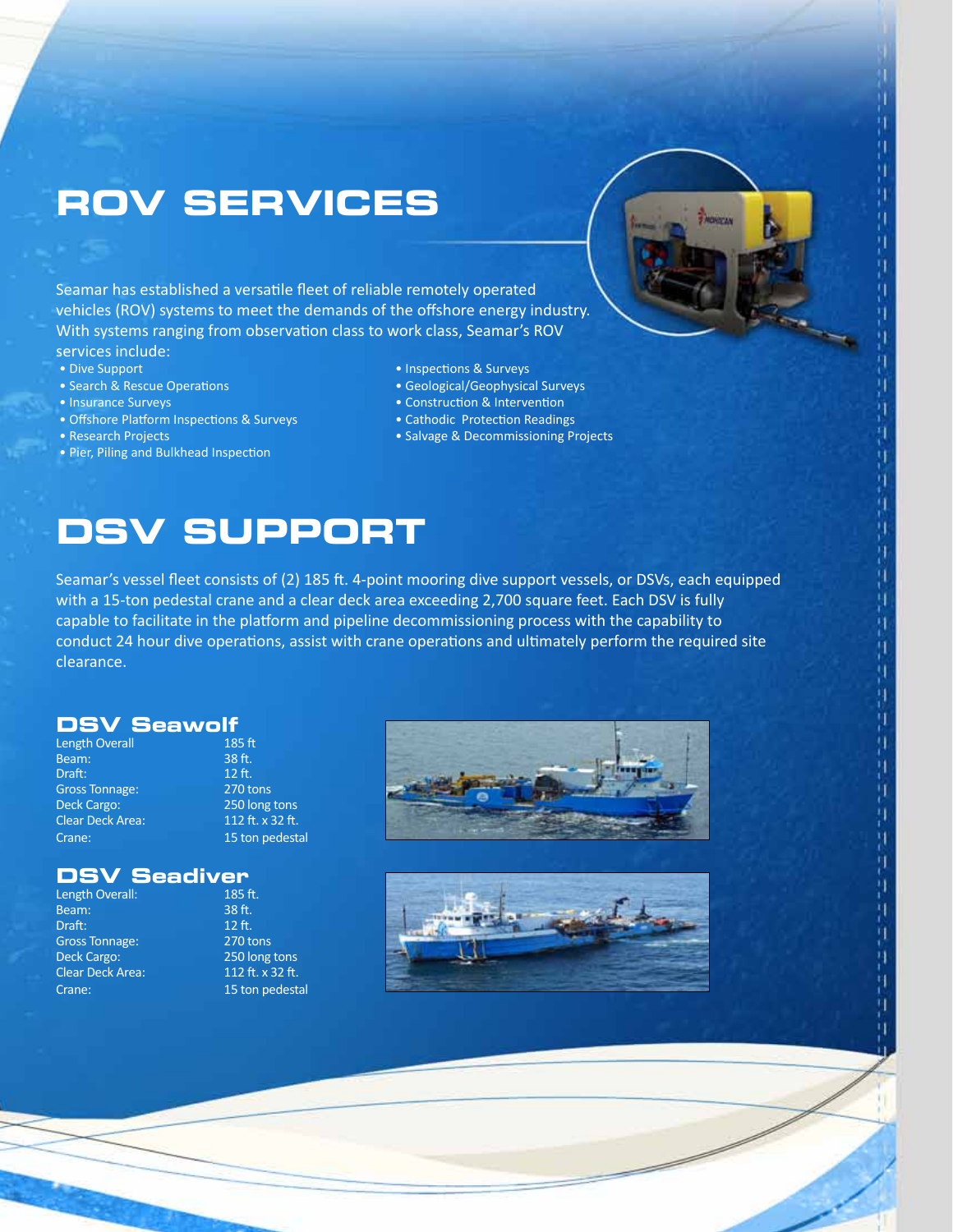# ROV SERVICES

Seamar has established a versatile fleet of reliable remotely operated vehicles (ROV) systems to meet the demands of the offshore energy industry. With systems ranging from observation class to work class, Seamar's ROV services include:

- Dive Support
- Search & Rescue Operations
- Insurance Surveys
- Offshore Platform Inspections & Surveys
- Research Projects
- Pier, Piling and Bulkhead Inspection
- Inspections & Surveys
- Geological/Geophysical Surveys
- Construction & Intervention
- Cathodic Protection Readings
- Salvage & Decommissioning Projects

# DSV SUPPORT

Seamar's vessel fleet consists of (2) 185 ft. 4-point mooring dive support vessels, or DSVs, each equipped with a 15-ton pedestal crane and a clear deck area exceeding 2,700 square feet. Each DSV is fully capable to facilitate in the platform and pipeline decommissioning process with the capability to conduct 24 hour dive operations, assist with crane operations and ultimately perform the required site clearance.

## DSV Seawolf

| | |
|---|---|
| Length Overall | 185 ft |
| Beam: | 38 ft. |
| Draft: | 12 ft. |
| Gross Tonnage: | 270 tons |
| Deck Cargo: | 250 long tons |
| Clear Deck Area: | 112 ft. x 32 ft. |
| Crane: | 15 ton pedestal |

## DSV Seadiver

| | |
|---|---|
| Length Overall: | 185 ft. |
| Beam: | 38 ft. |
| Draft: | 12 ft. |
| Gross Tonnage: | 270 tons |
| Deck Cargo: | 250 long tons |
| Clear Deck Area: | 112 ft. x 32 ft. |
| Crane: | 15 ton pedestal |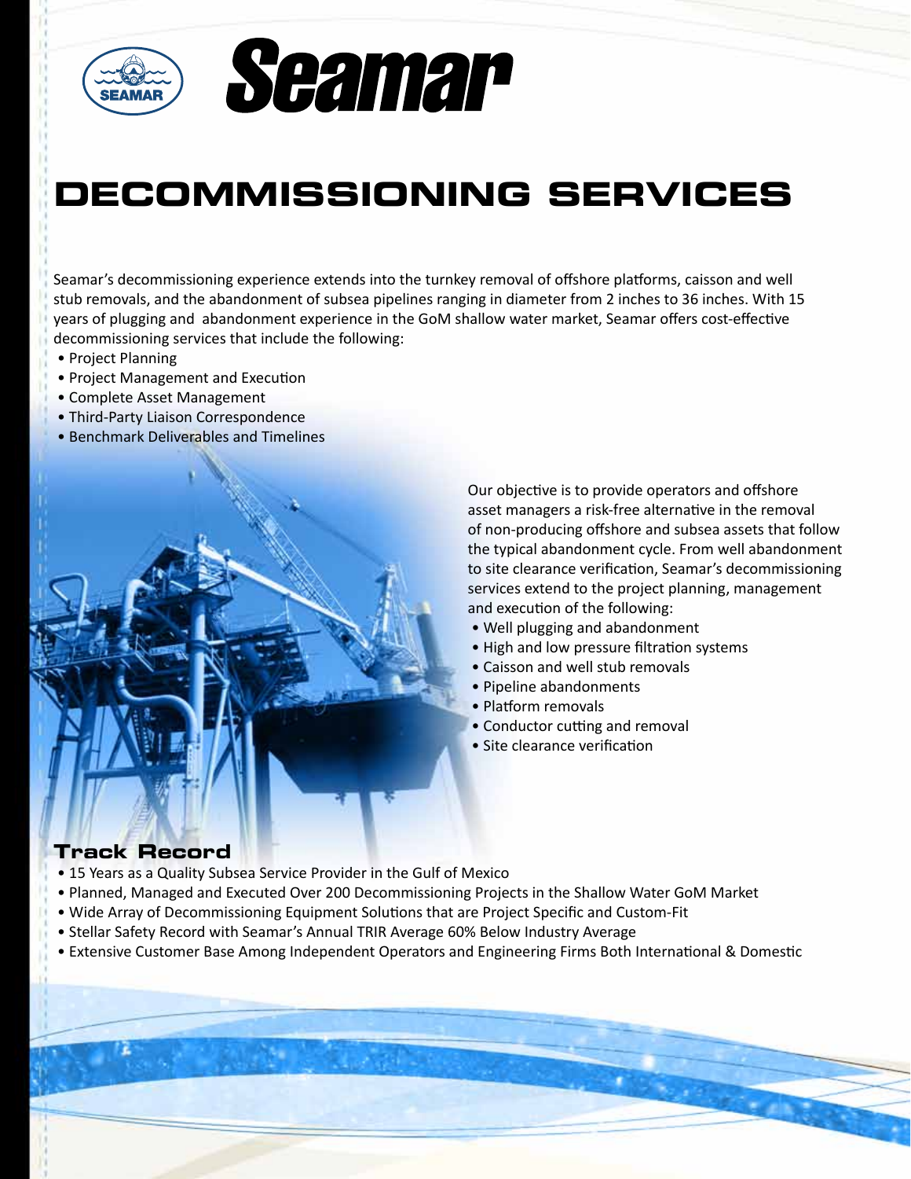# Seamar

# DECOMMISSIONING SERVICES

Seamar's decommissioning experience extends into the turnkey removal of offshore platforms, caisson and well stub removals, and the abandonment of subsea pipelines ranging in diameter from 2 inches to 36 inches. With 15 years of plugging and abandonment experience in the GoM shallow water market, Seamar offers cost-effective decommissioning services that include the following:

- Project Planning
- Project Management and Execution
- Complete Asset Management
- Third-Party Liaison Correspondence
- Benchmark Deliverables and Timelines

Our objective is to provide operators and offshore asset managers a risk-free alternative in the removal of non-producing offshore and subsea assets that follow the typical abandonment cycle. From well abandonment to site clearance verification, Seamar's decommissioning services extend to the project planning, management and execution of the following:

- Well plugging and abandonment
- High and low pressure filtration systems
- Caisson and well stub removals
- Pipeline abandonments
- Platform removals
- Conductor cutting and removal
- Site clearance verification

## Track Record

- 15 Years as a Quality Subsea Service Provider in the Gulf of Mexico
- Planned, Managed and Executed Over 200 Decommissioning Projects in the Shallow Water GoM Market
- Wide Array of Decommissioning Equipment Solutions that are Project Specific and Custom-Fit
- Stellar Safety Record with Seamar's Annual TRIR Average 60% Below Industry Average
- Extensive Customer Base Among Independent Operators and Engineering Firms Both International & Domestic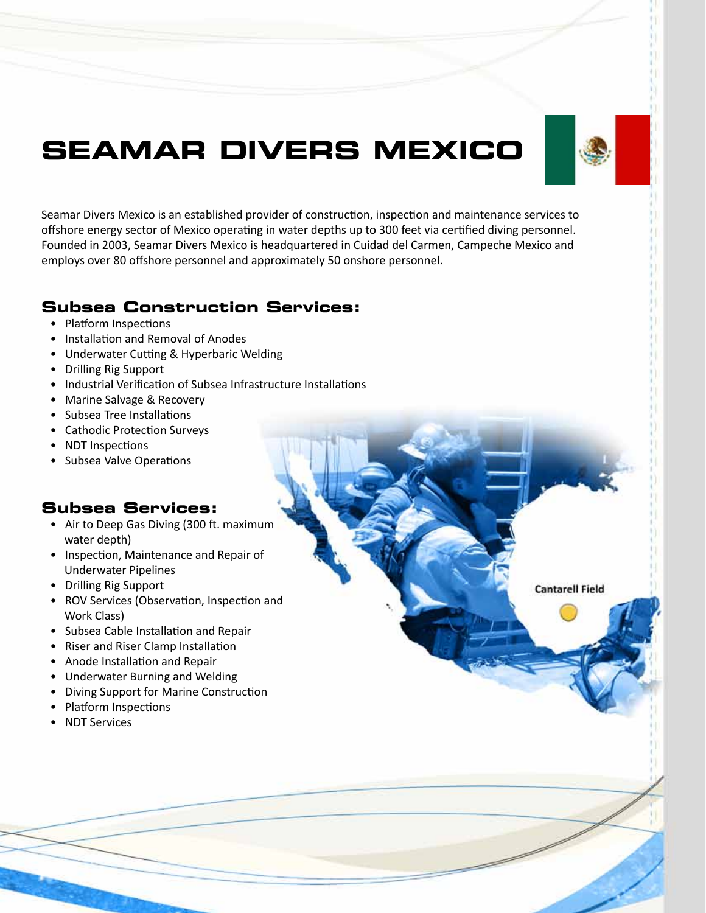# SEAMAR DIVERS MEXICO

Seamar Divers Mexico is an established provider of construction, inspection and maintenance services to offshore energy sector of Mexico operating in water depths up to 300 feet via certified diving personnel. Founded in 2003, Seamar Divers Mexico is headquartered in Cuidad del Carmen, Campeche Mexico and employs over 80 offshore personnel and approximately 50 onshore personnel.

## Subsea Construction Services:

- Platform Inspections
- Installation and Removal of Anodes
- Underwater Cutting & Hyperbaric Welding
- Drilling Rig Support
- Industrial Verification of Subsea Infrastructure Installations
- Marine Salvage & Recovery
- Subsea Tree Installations
- Cathodic Protection Surveys
- NDT Inspections
- Subsea Valve Operations

## Subsea Services:

- Air to Deep Gas Diving (300 ft. maximum water depth)
- Inspection, Maintenance and Repair of Underwater Pipelines
- Drilling Rig Support
- ROV Services (Observation, Inspection and Work Class)
- Subsea Cable Installation and Repair
- Riser and Riser Clamp Installation
- Anode Installation and Repair
- Underwater Burning and Welding
- Diving Support for Marine Construction
- Platform Inspections
- NDT Services

Cantarell Field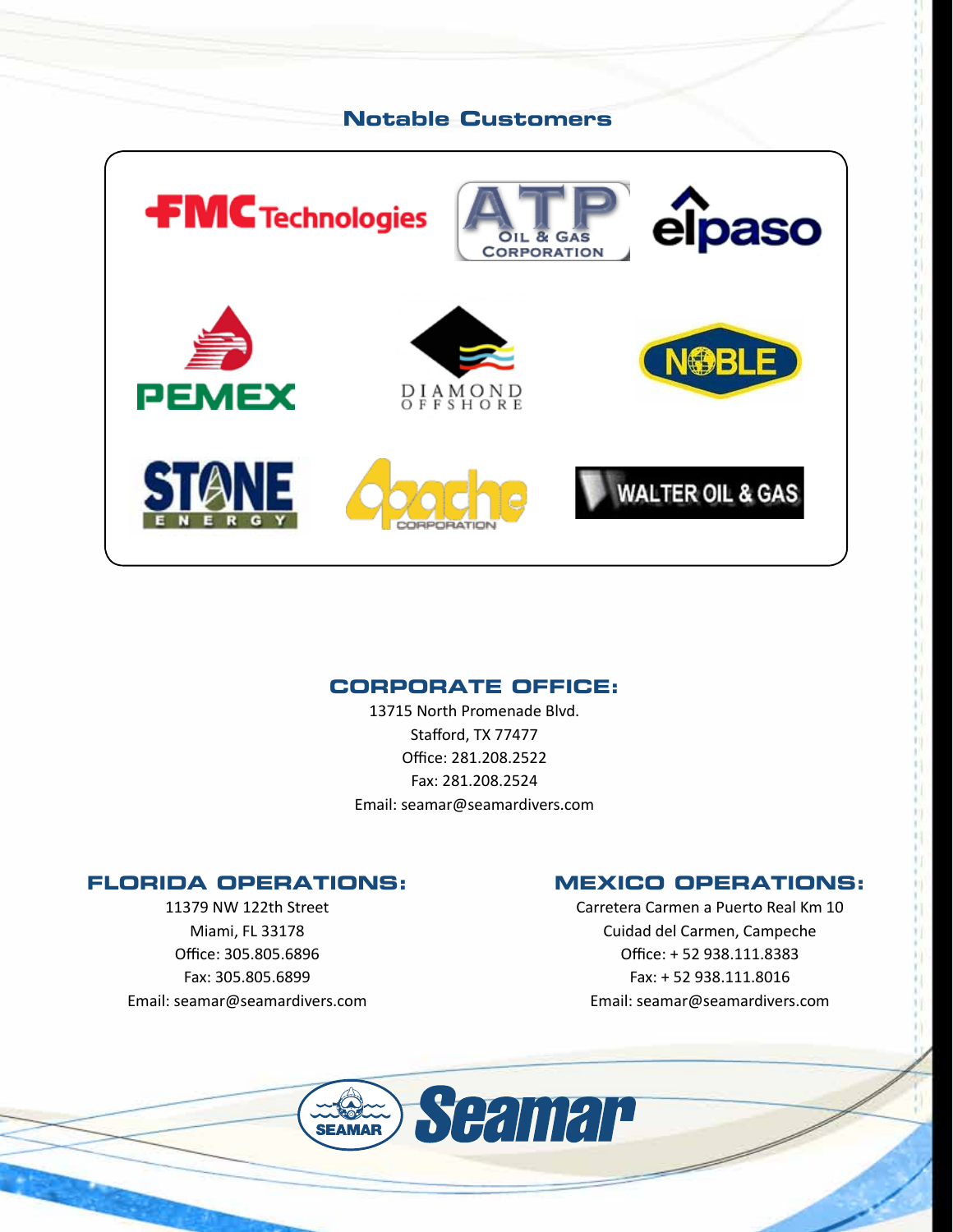## Notable Customers

FMC Technologies

ATP Oil & Gas Corporation

elpaso

PEMEX

Diamond Offshore

Noble

Stone Energy

Apache Corporation

Walter Oil & Gas

## CORPORATE OFFICE:

13715 North Promenade Blvd.
Stafford, TX 77477
Office: 281.208.2522
Fax: 281.208.2524
Email: seamar@seamardivers.com

## FLORIDA OPERATIONS:

11379 NW 122th Street
Miami, FL 33178
Office: 305.805.6896
Fax: 305.805.6899
Email: seamar@seamardivers.com

## MEXICO OPERATIONS:

Carretera Carmen a Puerto Real Km 10
Cuidad del Carmen, Campeche
Office: + 52 938.111.8383
Fax: + 52 938.111.8016
Email: seamar@seamardivers.com

Seamar